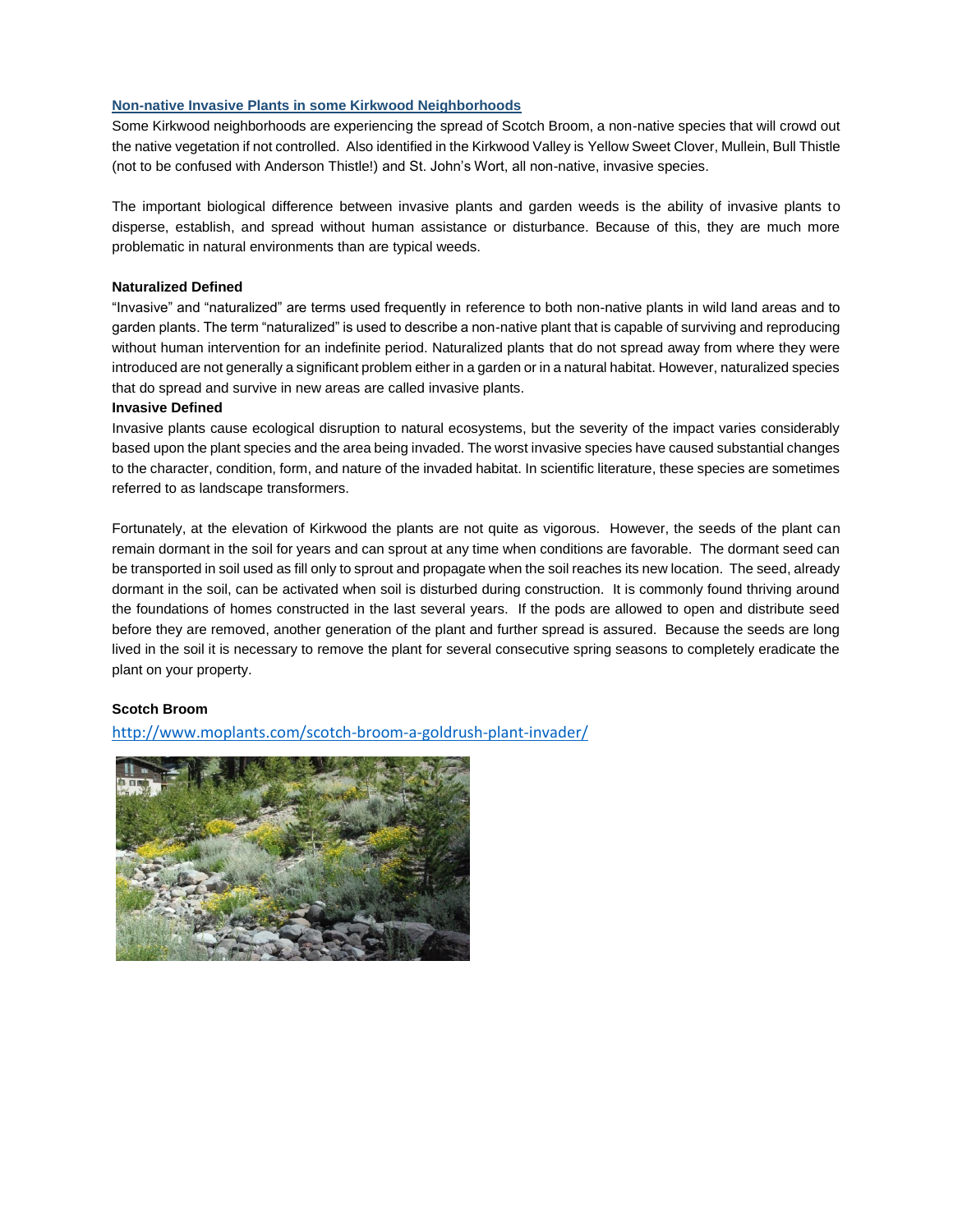## Non-native Invasive Plants in some Kirkwood Neighborhoods

Some Kirkwood neighborhoods are experiencing the spread of Scotch Broom, a non-native species that will crowd out the native vegetation if not controlled. Also identified in the Kirkwood Valley is Yellow Sweet Clover, Mullein, Bull Thistle (not to be confused with Anderson Thistle!) and St. John's Wort, all non-native, invasive species.

The important biological difference between invasive plants and garden weeds is the ability of invasive plants to disperse, establish, and spread without human assistance or disturbance. Because of this, they are much more problematic in natural environments than are typical weeds.

**Naturalized Defined**

"Invasive" and "naturalized" are terms used frequently in reference to both non-native plants in wild land areas and to garden plants. The term "naturalized" is used to describe a non-native plant that is capable of surviving and reproducing without human intervention for an indefinite period. Naturalized plants that do not spread away from where they were introduced are not generally a significant problem either in a garden or in a natural habitat. However, naturalized species that do spread and survive in new areas are called invasive plants.

**Invasive Defined**

Invasive plants cause ecological disruption to natural ecosystems, but the severity of the impact varies considerably based upon the plant species and the area being invaded. The worst invasive species have caused substantial changes to the character, condition, form, and nature of the invaded habitat. In scientific literature, these species are sometimes referred to as landscape transformers.

Fortunately, at the elevation of Kirkwood the plants are not quite as vigorous. However, the seeds of the plant can remain dormant in the soil for years and can sprout at any time when conditions are favorable. The dormant seed can be transported in soil used as fill only to sprout and propagate when the soil reaches its new location. The seed, already dormant in the soil, can be activated when soil is disturbed during construction. It is commonly found thriving around the foundations of homes constructed in the last several years. If the pods are allowed to open and distribute seed before they are removed, another generation of the plant and further spread is assured. Because the seeds are long lived in the soil it is necessary to remove the plant for several consecutive spring seasons to completely eradicate the plant on your property.

**Scotch Broom**

http://www.moplants.com/scotch-broom-a-goldrush-plant-invader/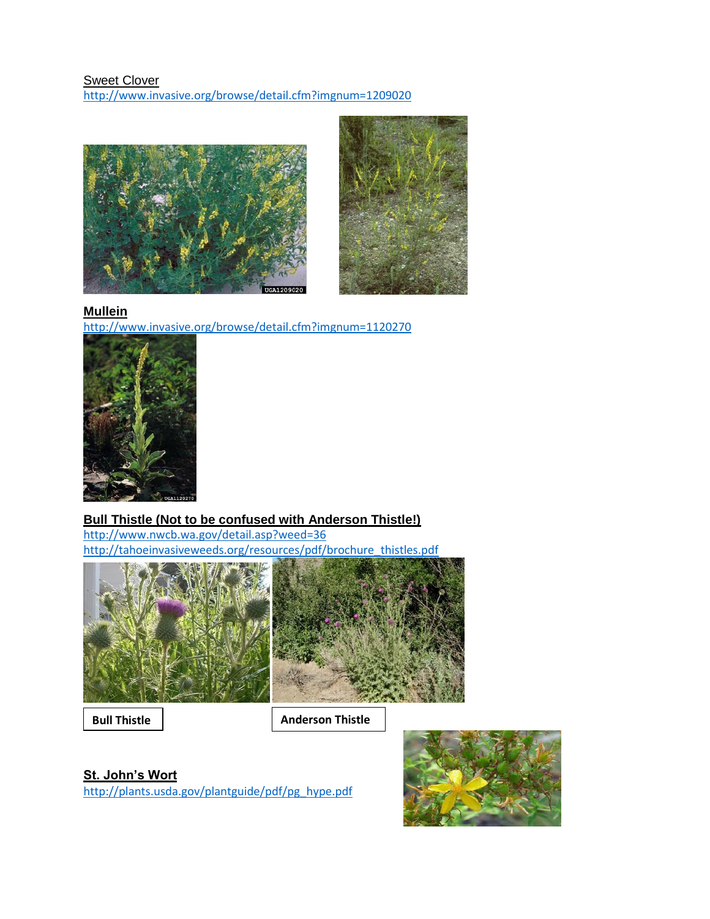Sweet Clover

http://www.invasive.org/browse/detail.cfm?imgnum=1209020

**Mullein**

http://www.invasive.org/browse/detail.cfm?imgnum=1120270

**Bull Thistle (Not to be confused with Anderson Thistle!)**

http://www.nwcb.wa.gov/detail.asp?weed=36

http://tahoeinvasiveweeds.org/resources/pdf/brochure_thistles.pdf

**Bull Thistle**

**Anderson Thistle**

**St. John's Wort**

http://plants.usda.gov/plantguide/pdf/pg_hype.pdf